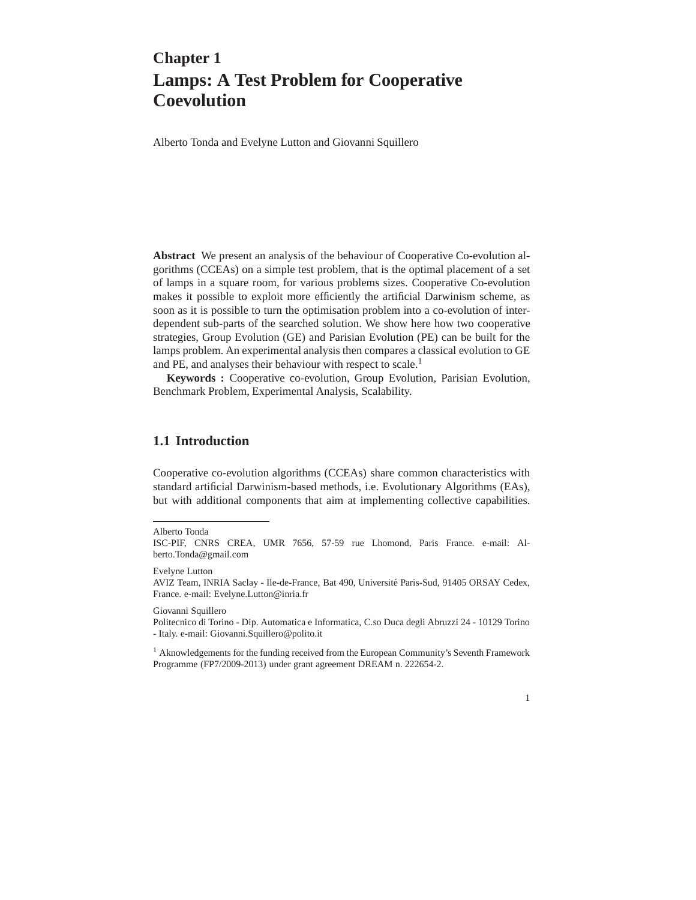# Chapter 1
# Lamps: A Test Problem for Cooperative Coevolution

Alberto Tonda and Evelyne Lutton and Giovanni Squillero

**Abstract** We present an analysis of the behaviour of Cooperative Co-evolution algorithms (CCEAs) on a simple test problem, that is the optimal placement of a set of lamps in a square room, for various problems sizes. Cooperative Co-evolution makes it possible to exploit more efficiently the artificial Darwinism scheme, as soon as it is possible to turn the optimisation problem into a co-evolution of interdependent sub-parts of the searched solution. We show here how two cooperative strategies, Group Evolution (GE) and Parisian Evolution (PE) can be built for the lamps problem. An experimental analysis then compares a classical evolution to GE and PE, and analyses their behaviour with respect to scale.[1]

**Keywords :** Cooperative co-evolution, Group Evolution, Parisian Evolution, Benchmark Problem, Experimental Analysis, Scalability.

## 1.1 Introduction

Cooperative co-evolution algorithms (CCEAs) share common characteristics with standard artificial Darwinism-based methods, i.e. Evolutionary Algorithms (EAs), but with additional components that aim at implementing collective capabilities.

---

Alberto Tonda
ISC-PIF, CNRS CREA, UMR 7656, 57-59 rue Lhomond, Paris France. e-mail: Alberto.Tonda@gmail.com

Evelyne Lutton
AVIZ Team, INRIA Saclay - Ile-de-France, Bat 490, Université Paris-Sud, 91405 ORSAY Cedex, France. e-mail: Evelyne.Lutton@inria.fr

Giovanni Squillero
Politecnico di Torino - Dip. Automatica e Informatica, C.so Duca degli Abruzzi 24 - 10129 Torino - Italy. e-mail: Giovanni.Squillero@polito.it

[1] Aknowledgements for the funding received from the European Community's Seventh Framework Programme (FP7/2009-2013) under grant agreement DREAM n. 222654-2.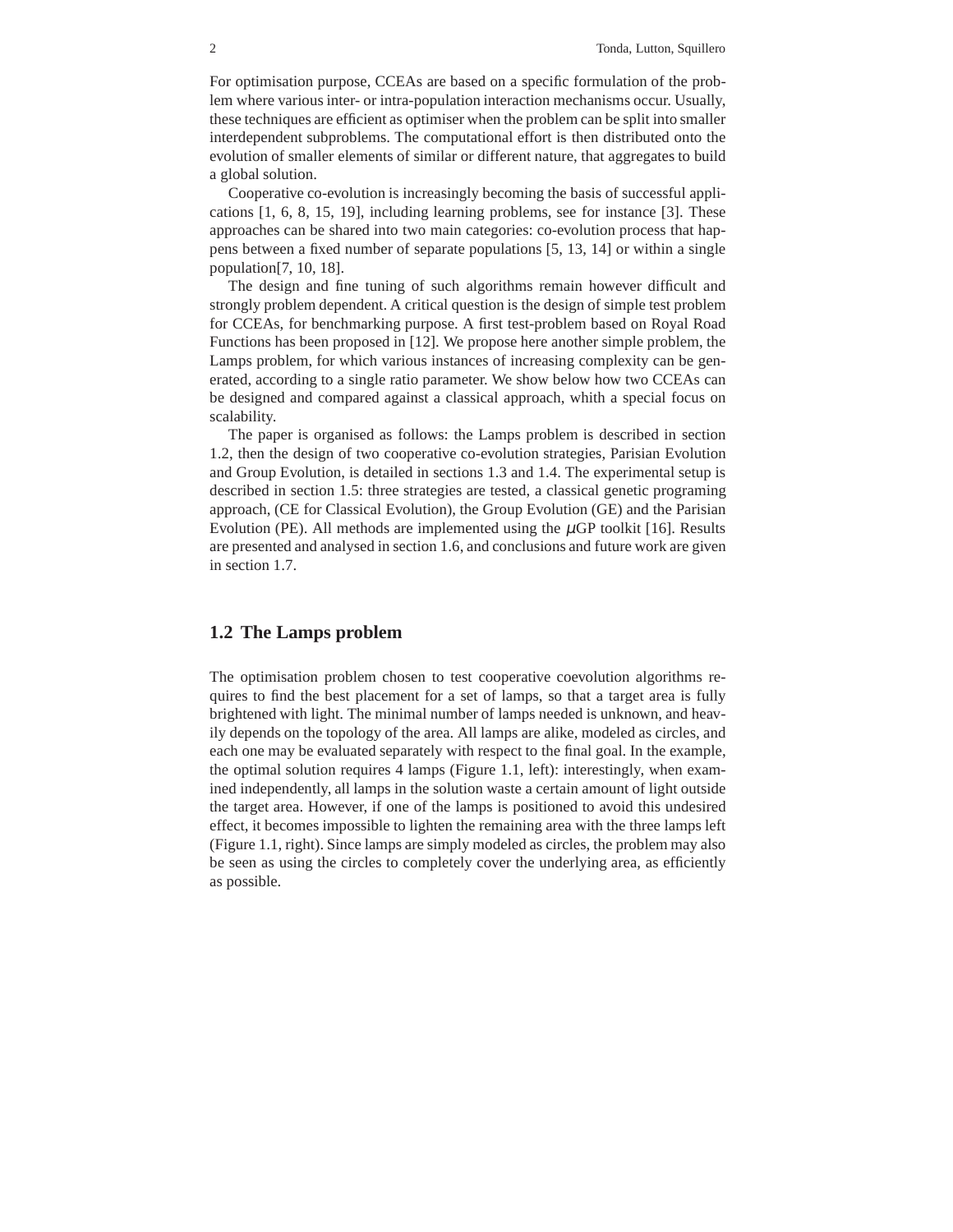For optimisation purpose, CCEAs are based on a specific formulation of the problem where various inter- or intra-population interaction mechanisms occur. Usually, these techniques are efficient as optimiser when the problem can be split into smaller interdependent subproblems. The computational effort is then distributed onto the evolution of smaller elements of similar or different nature, that aggregates to build a global solution.

Cooperative co-evolution is increasingly becoming the basis of successful applications [1, 6, 8, 15, 19], including learning problems, see for instance [3]. These approaches can be shared into two main categories: co-evolution process that happens between a fixed number of separate populations [5, 13, 14] or within a single population[7, 10, 18].

The design and fine tuning of such algorithms remain however difficult and strongly problem dependent. A critical question is the design of simple test problem for CCEAs, for benchmarking purpose. A first test-problem based on Royal Road Functions has been proposed in [12]. We propose here another simple problem, the Lamps problem, for which various instances of increasing complexity can be generated, according to a single ratio parameter. We show below how two CCEAs can be designed and compared against a classical approach, whith a special focus on scalability.

The paper is organised as follows: the Lamps problem is described in section 1.2, then the design of two cooperative co-evolution strategies, Parisian Evolution and Group Evolution, is detailed in sections 1.3 and 1.4. The experimental setup is described in section 1.5: three strategies are tested, a classical genetic programing approach, (CE for Classical Evolution), the Group Evolution (GE) and the Parisian Evolution (PE). All methods are implemented using the $\mu$GP toolkit [16]. Results are presented and analysed in section 1.6, and conclusions and future work are given in section 1.7.

## 1.2 The Lamps problem

The optimisation problem chosen to test cooperative coevolution algorithms requires to find the best placement for a set of lamps, so that a target area is fully brightened with light. The minimal number of lamps needed is unknown, and heavily depends on the topology of the area. All lamps are alike, modeled as circles, and each one may be evaluated separately with respect to the final goal. In the example, the optimal solution requires 4 lamps (Figure 1.1, left): interestingly, when examined independently, all lamps in the solution waste a certain amount of light outside the target area. However, if one of the lamps is positioned to avoid this undesired effect, it becomes impossible to lighten the remaining area with the three lamps left (Figure 1.1, right). Since lamps are simply modeled as circles, the problem may also be seen as using the circles to completely cover the underlying area, as efficiently as possible.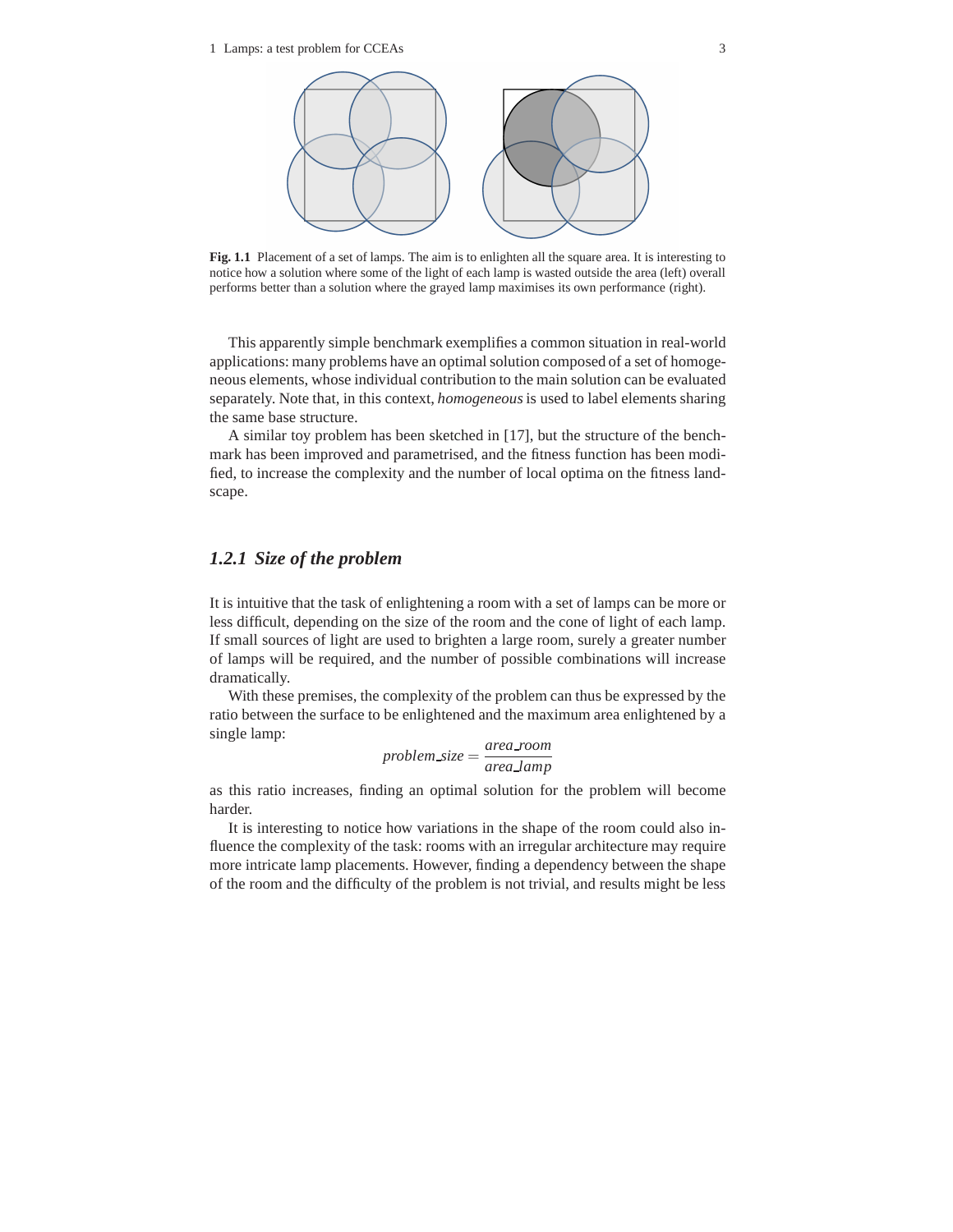Fig. 1.1 Placement of a set of lamps. The aim is to enlighten all the square area. It is interesting to notice how a solution where some of the light of each lamp is wasted outside the area (left) overall performs better than a solution where the grayed lamp maximises its own performance (right).

This apparently simple benchmark exemplifies a common situation in real-world applications: many problems have an optimal solution composed of a set of homogeneous elements, whose individual contribution to the main solution can be evaluated separately. Note that, in this context, *homogeneous* is used to label elements sharing the same base structure.

A similar toy problem has been sketched in [17], but the structure of the benchmark has been improved and parametrised, and the fitness function has been modified, to increase the complexity and the number of local optima on the fitness landscape.

### 1.2.1 Size of the problem

It is intuitive that the task of enlightening a room with a set of lamps can be more or less difficult, depending on the size of the room and the cone of light of each lamp. If small sources of light are used to brighten a large room, surely a greater number of lamps will be required, and the number of possible combinations will increase dramatically.

With these premises, the complexity of the problem can thus be expressed by the ratio between the surface to be enlightened and the maximum area enlightened by a single lamp:

$$problem\_size = \frac{area\_room}{area\_lamp}$$

as this ratio increases, finding an optimal solution for the problem will become harder.

It is interesting to notice how variations in the shape of the room could also influence the complexity of the task: rooms with an irregular architecture may require more intricate lamp placements. However, finding a dependency between the shape of the room and the difficulty of the problem is not trivial, and results might be less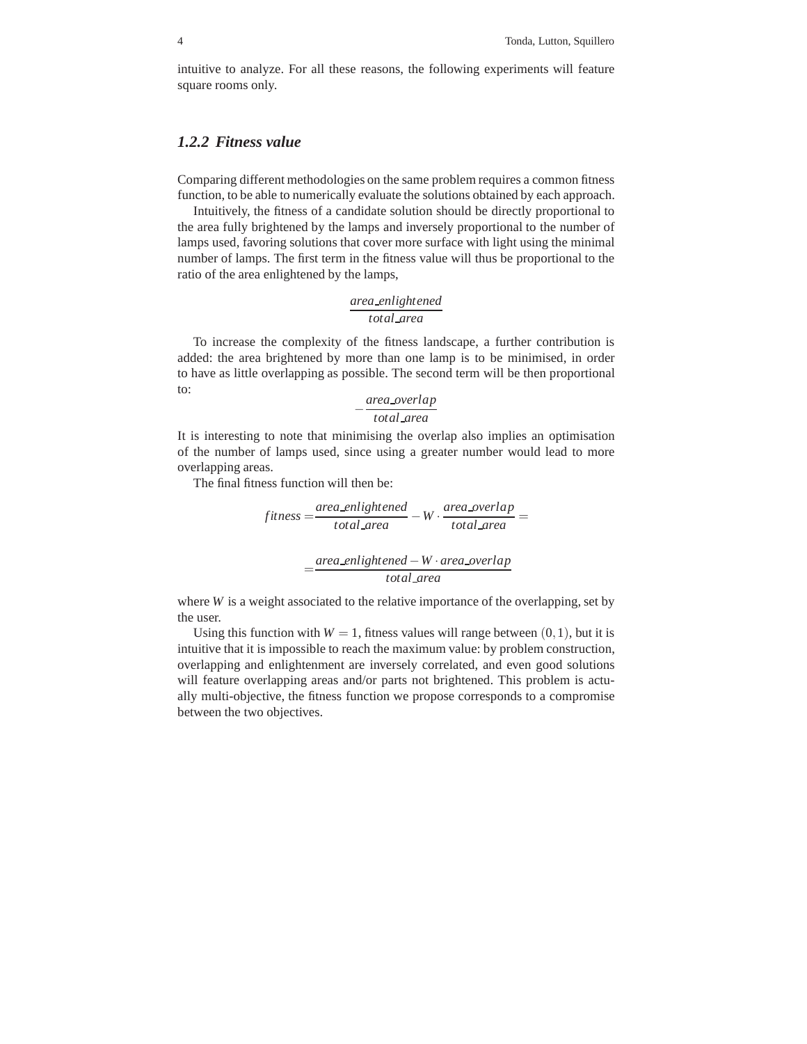intuitive to analyze. For all these reasons, the following experiments will feature square rooms only.

### 1.2.2 Fitness value

Comparing different methodologies on the same problem requires a common fitness function, to be able to numerically evaluate the solutions obtained by each approach.

Intuitively, the fitness of a candidate solution should be directly proportional to the area fully brightened by the lamps and inversely proportional to the number of lamps used, favoring solutions that cover more surface with light using the minimal number of lamps. The first term in the fitness value will thus be proportional to the ratio of the area enlightened by the lamps,

$$\frac{area\_enlightened}{total\_area}$$

To increase the complexity of the fitness landscape, a further contribution is added: the area brightened by more than one lamp is to be minimised, in order to have as little overlapping as possible. The second term will be then proportional to:

$$-\frac{area\_overlap}{total\_area}$$

It is interesting to note that minimising the overlap also implies an optimisation of the number of lamps used, since using a greater number would lead to more overlapping areas.

The final fitness function will then be:

$$fitness = \frac{area\_enlightened}{total\_area} - W \cdot \frac{area\_overlap}{total\_area} =$$

$$= \frac{area\_enlightened - W \cdot area\_overlap}{total\_area}$$

where $W$ is a weight associated to the relative importance of the overlapping, set by the user.

Using this function with $W = 1$, fitness values will range between $(0, 1)$, but it is intuitive that it is impossible to reach the maximum value: by problem construction, overlapping and enlightenment are inversely correlated, and even good solutions will feature overlapping areas and/or parts not brightened. This problem is actually multi-objective, the fitness function we propose corresponds to a compromise between the two objectives.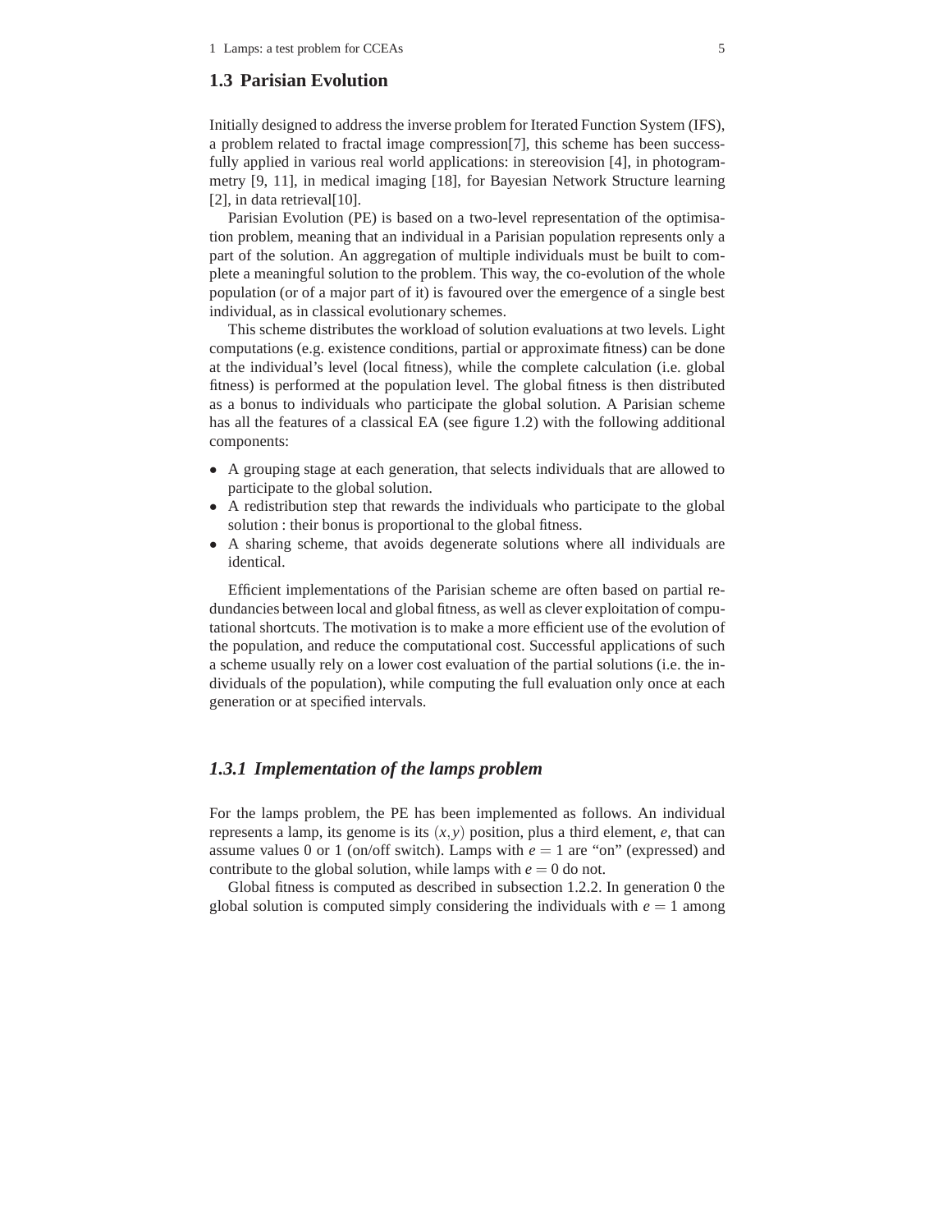## 1.3 Parisian Evolution

Initially designed to address the inverse problem for Iterated Function System (IFS), a problem related to fractal image compression[7], this scheme has been successfully applied in various real world applications: in stereovision [4], in photogrammetry [9, 11], in medical imaging [18], for Bayesian Network Structure learning [2], in data retrieval[10].

Parisian Evolution (PE) is based on a two-level representation of the optimisation problem, meaning that an individual in a Parisian population represents only a part of the solution. An aggregation of multiple individuals must be built to complete a meaningful solution to the problem. This way, the co-evolution of the whole population (or of a major part of it) is favoured over the emergence of a single best individual, as in classical evolutionary schemes.

This scheme distributes the workload of solution evaluations at two levels. Light computations (e.g. existence conditions, partial or approximate fitness) can be done at the individual's level (local fitness), while the complete calculation (i.e. global fitness) is performed at the population level. The global fitness is then distributed as a bonus to individuals who participate the global solution. A Parisian scheme has all the features of a classical EA (see figure 1.2) with the following additional components:

- A grouping stage at each generation, that selects individuals that are allowed to participate to the global solution.
- A redistribution step that rewards the individuals who participate to the global solution : their bonus is proportional to the global fitness.
- A sharing scheme, that avoids degenerate solutions where all individuals are identical.

Efficient implementations of the Parisian scheme are often based on partial redundancies between local and global fitness, as well as clever exploitation of computational shortcuts. The motivation is to make a more efficient use of the evolution of the population, and reduce the computational cost. Successful applications of such a scheme usually rely on a lower cost evaluation of the partial solutions (i.e. the individuals of the population), while computing the full evaluation only once at each generation or at specified intervals.

### *1.3.1 Implementation of the lamps problem*

For the lamps problem, the PE has been implemented as follows. An individual represents a lamp, its genome is its $(x,y)$ position, plus a third element, $e$, that can assume values 0 or 1 (on/off switch). Lamps with $e = 1$ are "on" (expressed) and contribute to the global solution, while lamps with $e = 0$ do not.

Global fitness is computed as described in subsection 1.2.2. In generation 0 the global solution is computed simply considering the individuals with $e = 1$ among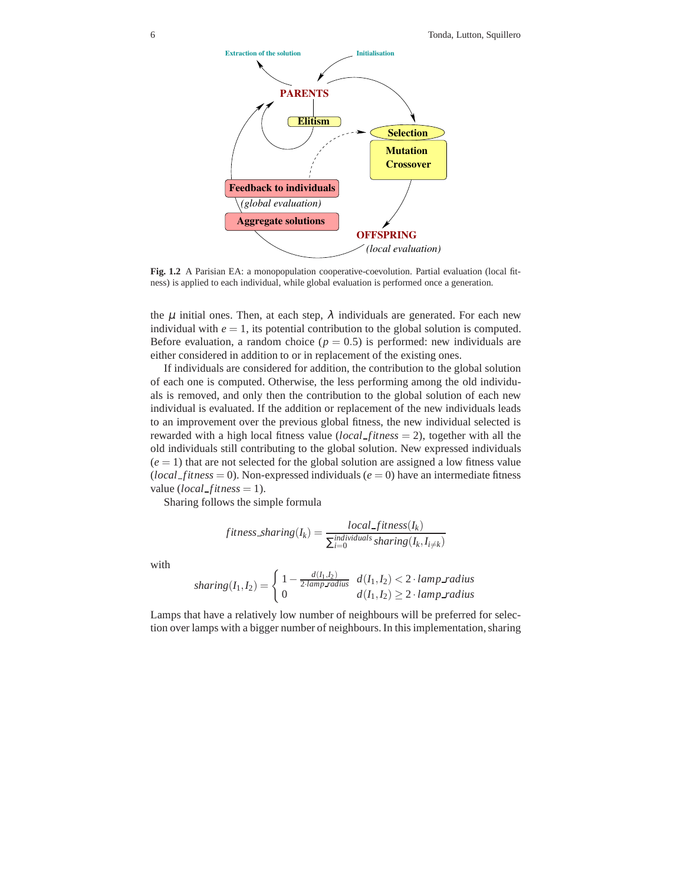**Fig. 1.2** A Parisian EA: a monopopulation cooperative-coevolution. Partial evaluation (local fitness) is applied to each individual, while global evaluation is performed once a generation.

the $\mu$ initial ones. Then, at each step, $\lambda$ individuals are generated. For each new individual with $e = 1$, its potential contribution to the global solution is computed. Before evaluation, a random choice ($p = 0.5$) is performed: new individuals are either considered in addition to or in replacement of the existing ones.

If individuals are considered for addition, the contribution to the global solution of each one is computed. Otherwise, the less performing among the old individuals is removed, and only then the contribution to the global solution of each new individual is evaluated. If the addition or replacement of the new individuals leads to an improvement over the previous global fitness, the new individual selected is rewarded with a high local fitness value ($local\_fitness = 2$), together with all the old individuals still contributing to the global solution. New expressed individuals ($e = 1$) that are not selected for the global solution are assigned a low fitness value ($local\_fitness = 0$). Non-expressed individuals ($e = 0$) have an intermediate fitness value ($local\_fitness = 1$).

Sharing follows the simple formula

$$fitness\_sharing(I_k) = \frac{local\_fitness(I_k)}{\sum_{i=0}^{individuals} sharing(I_k, I_{i \neq k})}$$

with

$$sharing(I_1, I_2) = \begin{cases} 1 - \frac{d(I_1, I_2)}{2 \cdot lamp\_radius} & d(I_1, I_2) < 2 \cdot lamp\_radius \\ 0 & d(I_1, I_2) \geq 2 \cdot lamp\_radius \end{cases}$$

Lamps that have a relatively low number of neighbours will be preferred for selection over lamps with a bigger number of neighbours. In this implementation, sharing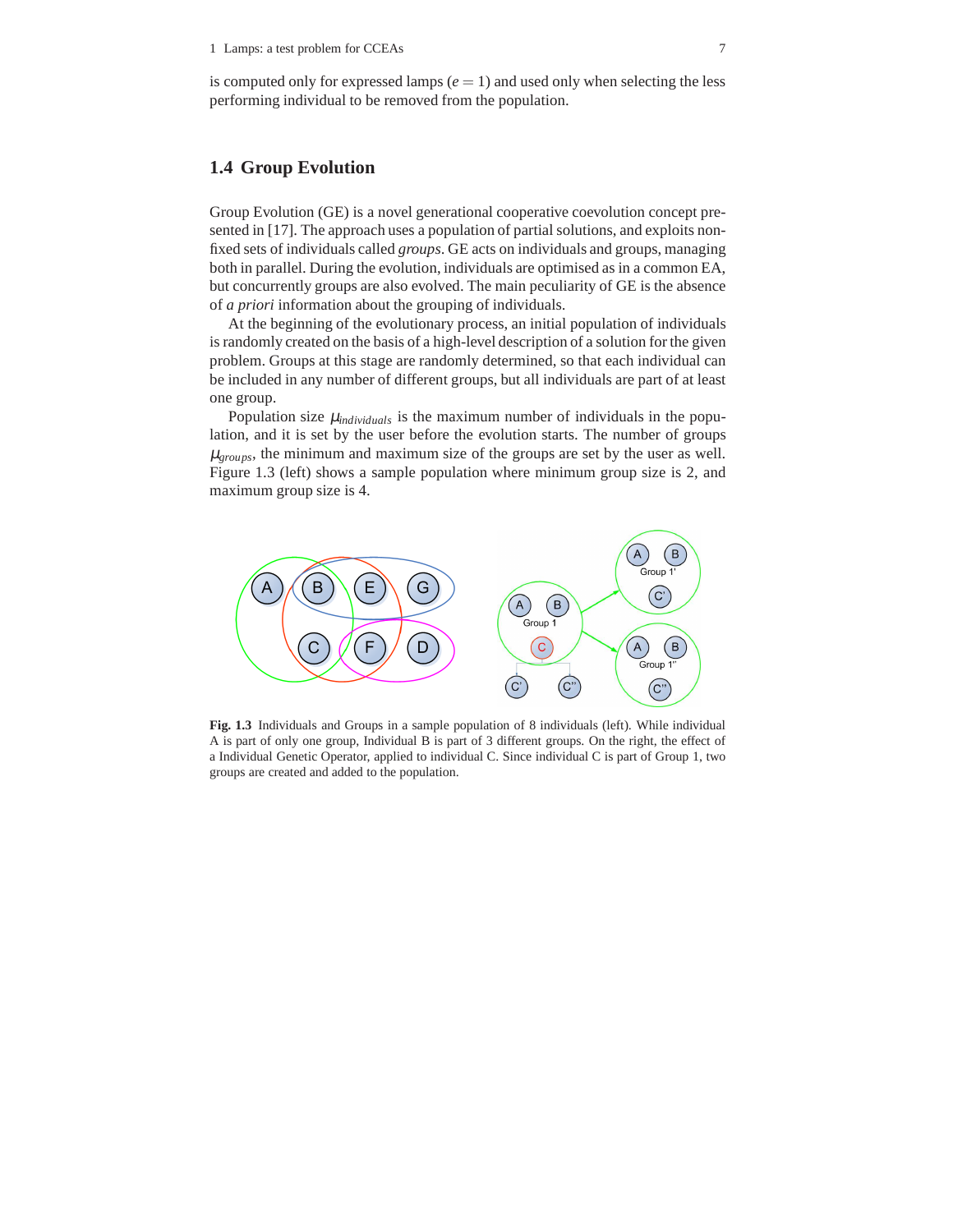is computed only for expressed lamps ($e = 1$) and used only when selecting the less performing individual to be removed from the population.

## 1.4 Group Evolution

Group Evolution (GE) is a novel generational cooperative coevolution concept presented in [17]. The approach uses a population of partial solutions, and exploits non-fixed sets of individuals called *groups*. GE acts on individuals and groups, managing both in parallel. During the evolution, individuals are optimised as in a common EA, but concurrently groups are also evolved. The main peculiarity of GE is the absence of *a priori* information about the grouping of individuals.

At the beginning of the evolutionary process, an initial population of individuals is randomly created on the basis of a high-level description of a solution for the given problem. Groups at this stage are randomly determined, so that each individual can be included in any number of different groups, but all individuals are part of at least one group.

Population size $\mu_{individuals}$ is the maximum number of individuals in the population, and it is set by the user before the evolution starts. The number of groups $\mu_{groups}$, the minimum and maximum size of the groups are set by the user as well. Figure 1.3 (left) shows a sample population where minimum group size is 2, and maximum group size is 4.

**Fig. 1.3** Individuals and Groups in a sample population of 8 individuals (left). While individual A is part of only one group, Individual B is part of 3 different groups. On the right, the effect of a Individual Genetic Operator, applied to individual C. Since individual C is part of Group 1, two groups are created and added to the population.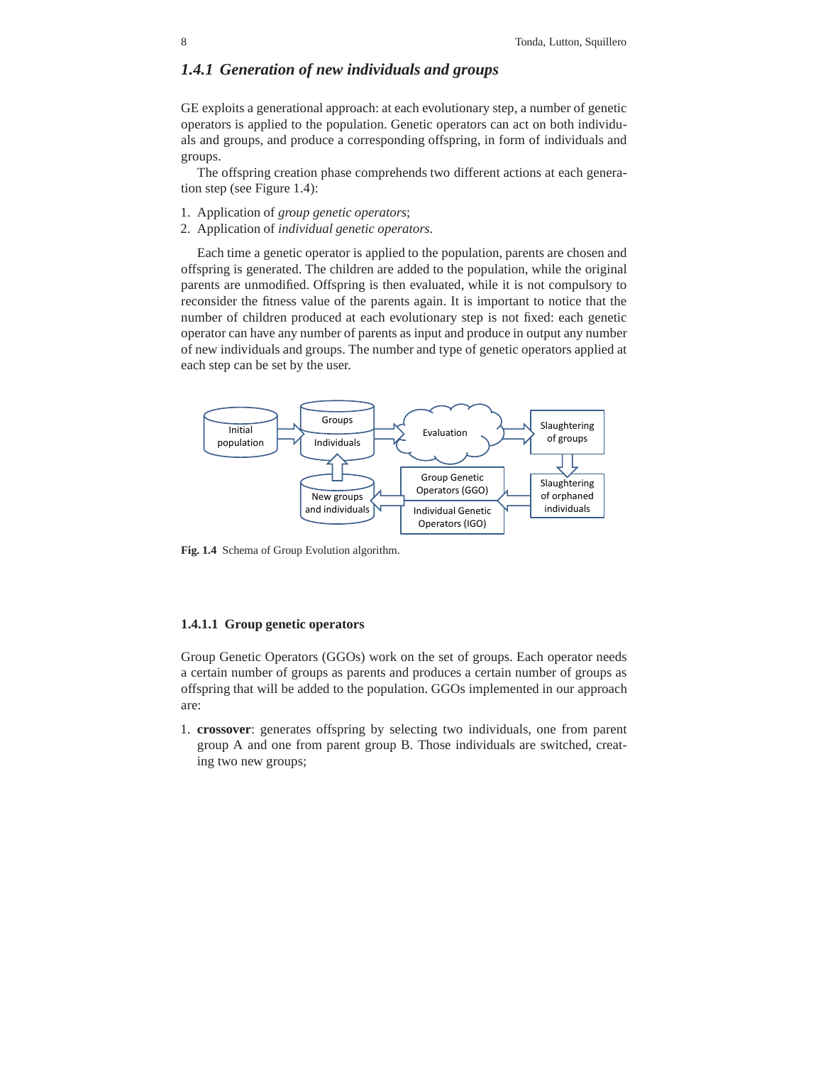### 1.4.1 Generation of new individuals and groups

GE exploits a generational approach: at each evolutionary step, a number of genetic operators is applied to the population. Genetic operators can act on both individuals and groups, and produce a corresponding offspring, in form of individuals and groups.

The offspring creation phase comprehends two different actions at each generation step (see Figure 1.4):

1. Application of *group genetic operators*;
2. Application of *individual genetic operators*.

Each time a genetic operator is applied to the population, parents are chosen and offspring is generated. The children are added to the population, while the original parents are unmodified. Offspring is then evaluated, while it is not compulsory to reconsider the fitness value of the parents again. It is important to notice that the number of children produced at each evolutionary step is not fixed: each genetic operator can have any number of parents as input and produce in output any number of new individuals and groups. The number and type of genetic operators applied at each step can be set by the user.

**Fig. 1.4** Schema of Group Evolution algorithm.

#### 1.4.1.1 Group genetic operators

Group Genetic Operators (GGOs) work on the set of groups. Each operator needs a certain number of groups as parents and produces a certain number of groups as offspring that will be added to the population. GGOs implemented in our approach are:

1. **crossover**: generates offspring by selecting two individuals, one from parent group A and one from parent group B. Those individuals are switched, creating two new groups;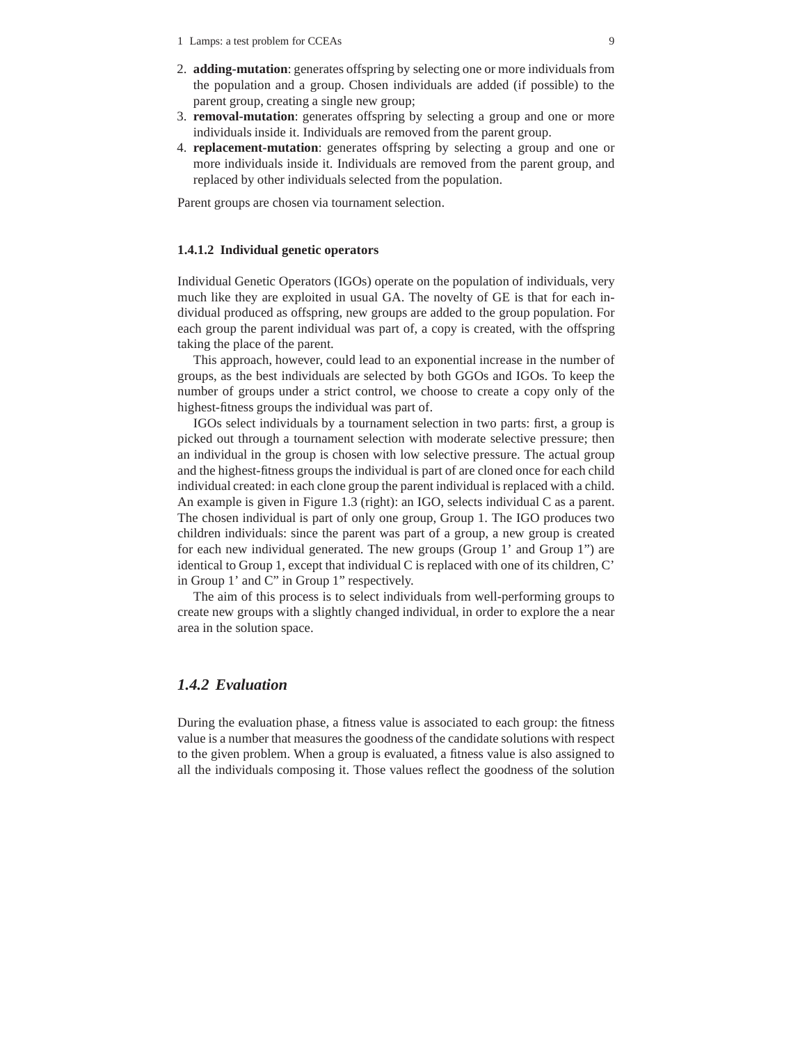2. **adding-mutation**: generates offspring by selecting one or more individuals from the population and a group. Chosen individuals are added (if possible) to the parent group, creating a single new group;
3. **removal-mutation**: generates offspring by selecting a group and one or more individuals inside it. Individuals are removed from the parent group.
4. **replacement-mutation**: generates offspring by selecting a group and one or more individuals inside it. Individuals are removed from the parent group, and replaced by other individuals selected from the population.

Parent groups are chosen via tournament selection.

#### 1.4.1.2 Individual genetic operators

Individual Genetic Operators (IGOs) operate on the population of individuals, very much like they are exploited in usual GA. The novelty of GE is that for each individual produced as offspring, new groups are added to the group population. For each group the parent individual was part of, a copy is created, with the offspring taking the place of the parent.

This approach, however, could lead to an exponential increase in the number of groups, as the best individuals are selected by both GGOs and IGOs. To keep the number of groups under a strict control, we choose to create a copy only of the highest-fitness groups the individual was part of.

IGOs select individuals by a tournament selection in two parts: first, a group is picked out through a tournament selection with moderate selective pressure; then an individual in the group is chosen with low selective pressure. The actual group and the highest-fitness groups the individual is part of are cloned once for each child individual created: in each clone group the parent individual is replaced with a child. An example is given in Figure 1.3 (right): an IGO, selects individual C as a parent. The chosen individual is part of only one group, Group 1. The IGO produces two children individuals: since the parent was part of a group, a new group is created for each new individual generated. The new groups (Group 1' and Group 1") are identical to Group 1, except that individual C is replaced with one of its children, C' in Group 1' and C" in Group 1" respectively.

The aim of this process is to select individuals from well-performing groups to create new groups with a slightly changed individual, in order to explore the a near area in the solution space.

### *1.4.2 Evaluation*

During the evaluation phase, a fitness value is associated to each group: the fitness value is a number that measures the goodness of the candidate solutions with respect to the given problem. When a group is evaluated, a fitness value is also assigned to all the individuals composing it. Those values reflect the goodness of the solution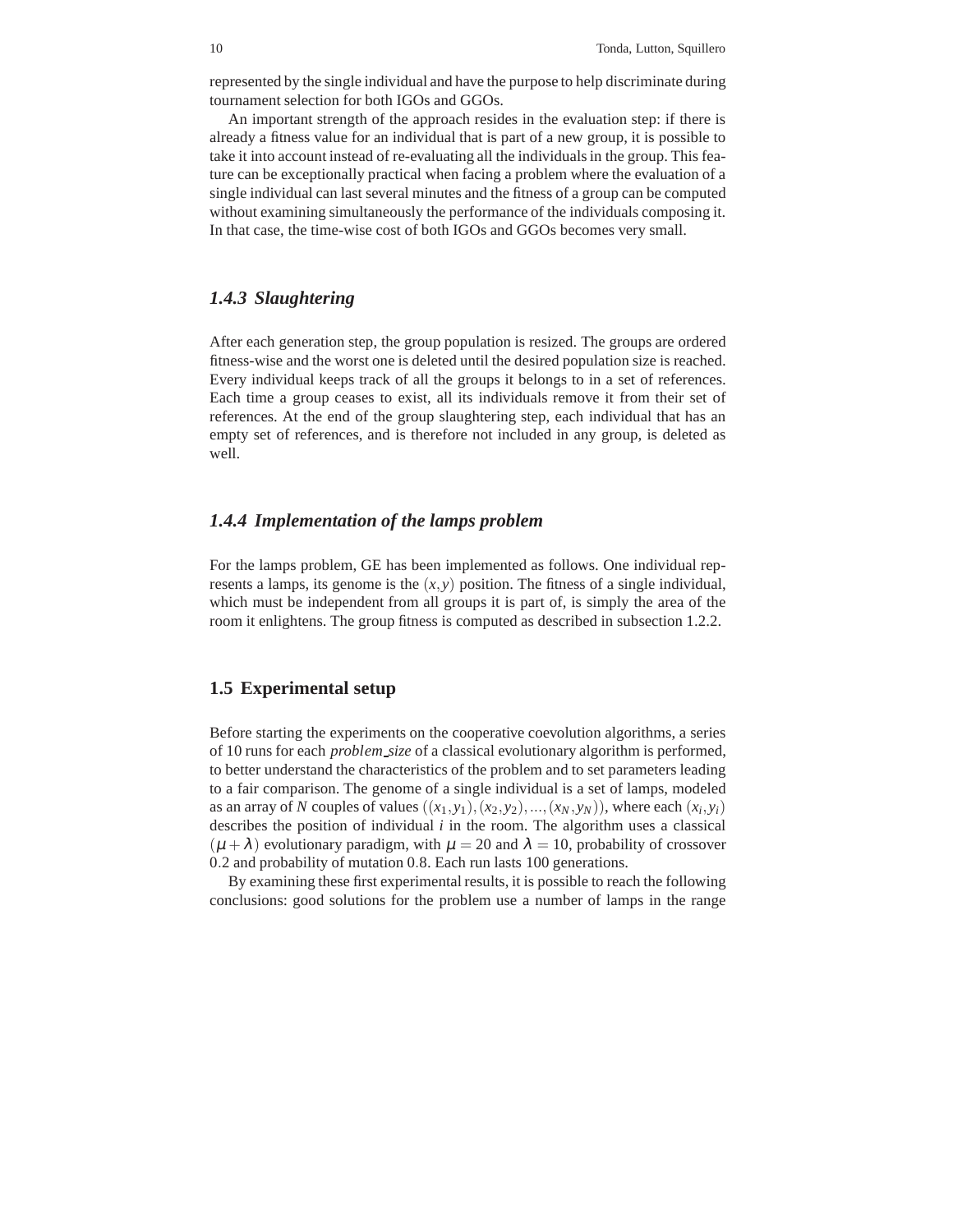represented by the single individual and have the purpose to help discriminate during tournament selection for both IGOs and GGOs.

An important strength of the approach resides in the evaluation step: if there is already a fitness value for an individual that is part of a new group, it is possible to take it into account instead of re-evaluating all the individuals in the group. This feature can be exceptionally practical when facing a problem where the evaluation of a single individual can last several minutes and the fitness of a group can be computed without examining simultaneously the performance of the individuals composing it. In that case, the time-wise cost of both IGOs and GGOs becomes very small.

### *1.4.3 Slaughtering*

After each generation step, the group population is resized. The groups are ordered fitness-wise and the worst one is deleted until the desired population size is reached. Every individual keeps track of all the groups it belongs to in a set of references. Each time a group ceases to exist, all its individuals remove it from their set of references. At the end of the group slaughtering step, each individual that has an empty set of references, and is therefore not included in any group, is deleted as well.

### *1.4.4 Implementation of the lamps problem*

For the lamps problem, GE has been implemented as follows. One individual represents a lamps, its genome is the $(x, y)$ position. The fitness of a single individual, which must be independent from all groups it is part of, is simply the area of the room it enlightens. The group fitness is computed as described in subsection 1.2.2.

## 1.5 Experimental setup

Before starting the experiments on the cooperative coevolution algorithms, a series of 10 runs for each *problem_size* of a classical evolutionary algorithm is performed, to better understand the characteristics of the problem and to set parameters leading to a fair comparison. The genome of a single individual is a set of lamps, modeled as an array of $N$ couples of values $((x_1, y_1), (x_2, y_2), ..., (x_N, y_N))$, where each $(x_i, y_i)$ describes the position of individual $i$ in the room. The algorithm uses a classical $(\mu + \lambda)$ evolutionary paradigm, with $\mu = 20$ and $\lambda = 10$, probability of crossover 0.2 and probability of mutation 0.8. Each run lasts 100 generations.

By examining these first experimental results, it is possible to reach the following conclusions: good solutions for the problem use a number of lamps in the range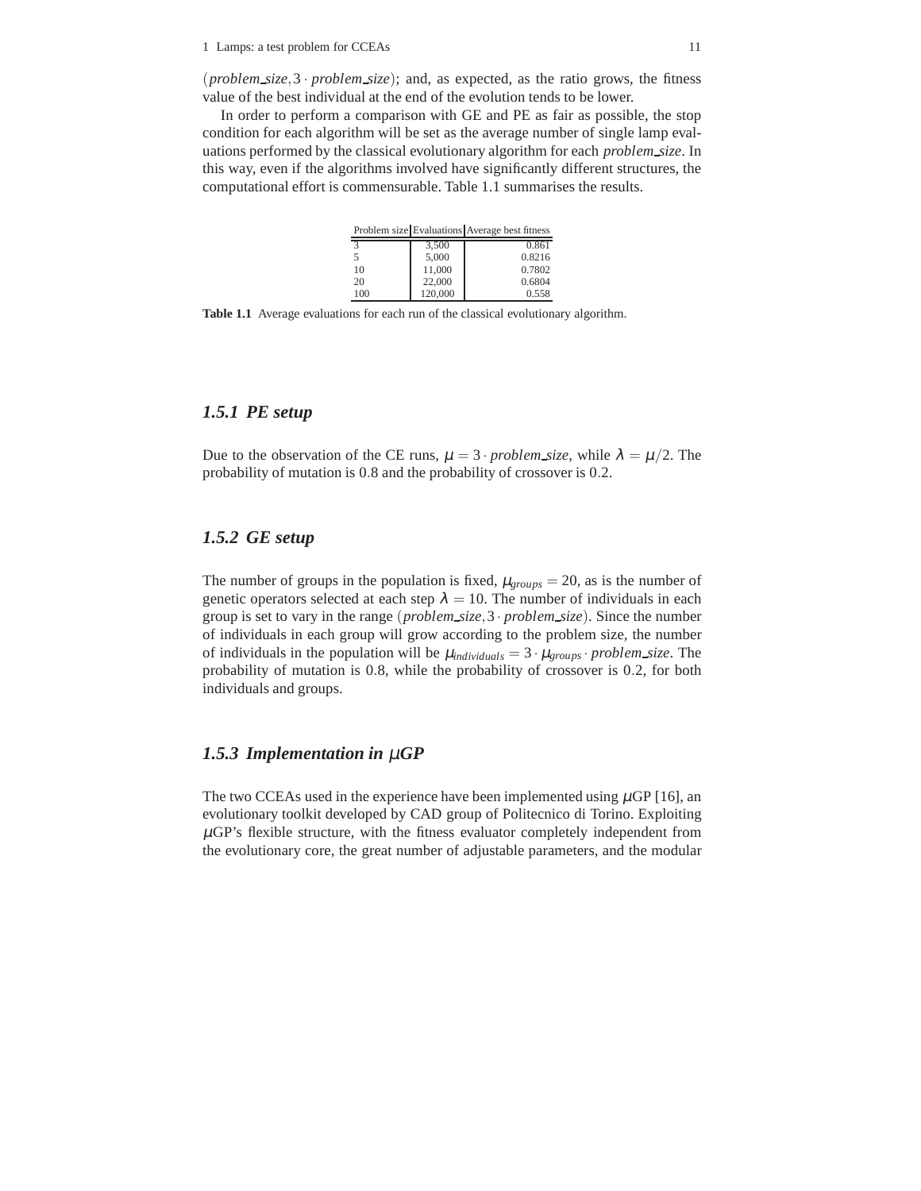$(problem\_size, 3 \cdot problem\_size)$; and, as expected, as the ratio grows, the fitness value of the best individual at the end of the evolution tends to be lower.

In order to perform a comparison with GE and PE as fair as possible, the stop condition for each algorithm will be set as the average number of single lamp evaluations performed by the classical evolutionary algorithm for each *problem_size*. In this way, even if the algorithms involved have significantly different structures, the computational effort is commensurable. Table 1.1 summarises the results.

| Problem size | Evaluations | Average best fitness |
| --- | --- | --- |
| 3 | 3,500 | 0.861 |
| 5 | 5,000 | 0.8216 |
| 10 | 11,000 | 0.7802 |
| 20 | 22,000 | 0.6804 |
| 100 | 120,000 | 0.558 |

**Table 1.1** Average evaluations for each run of the classical evolutionary algorithm.

### 1.5.1 PE setup

Due to the observation of the CE runs, $\mu = 3 \cdot problem\_size$, while $\lambda = \mu/2$. The probability of mutation is 0.8 and the probability of crossover is 0.2.

### 1.5.2 GE setup

The number of groups in the population is fixed, $\mu_{groups} = 20$, as is the number of genetic operators selected at each step $\lambda = 10$. The number of individuals in each group is set to vary in the range $(problem\_size, 3 \cdot problem\_size)$. Since the number of individuals in each group will grow according to the problem size, the number of individuals in the population will be $\mu_{individuals} = 3 \cdot \mu_{groups} \cdot problem\_size$. The probability of mutation is 0.8, while the probability of crossover is 0.2, for both individuals and groups.

### 1.5.3 Implementation in $\mu$GP

The two CCEAs used in the experience have been implemented using $\mu$GP [16], an evolutionary toolkit developed by CAD group of Politecnico di Torino. Exploiting $\mu$GP's flexible structure, with the fitness evaluator completely independent from the evolutionary core, the great number of adjustable parameters, and the modular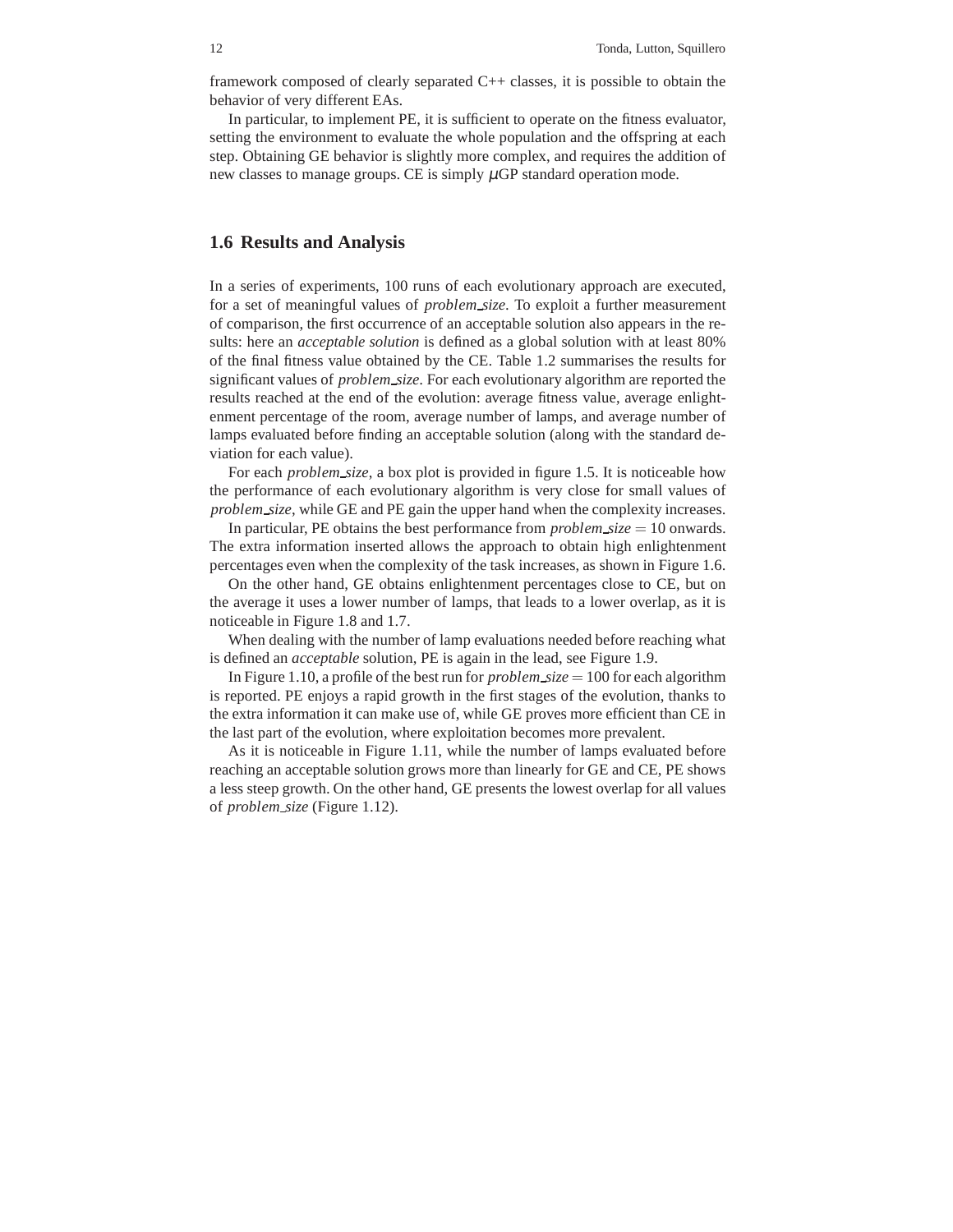framework composed of clearly separated C++ classes, it is possible to obtain the behavior of very different EAs.

In particular, to implement PE, it is sufficient to operate on the fitness evaluator, setting the environment to evaluate the whole population and the offspring at each step. Obtaining GE behavior is slightly more complex, and requires the addition of new classes to manage groups. CE is simply $\mu$GP standard operation mode.

## 1.6 Results and Analysis

In a series of experiments, 100 runs of each evolutionary approach are executed, for a set of meaningful values of *problem_size*. To exploit a further measurement of comparison, the first occurrence of an acceptable solution also appears in the results: here an *acceptable solution* is defined as a global solution with at least 80% of the final fitness value obtained by the CE. Table 1.2 summarises the results for significant values of *problem_size*. For each evolutionary algorithm are reported the results reached at the end of the evolution: average fitness value, average enlightenment percentage of the room, average number of lamps, and average number of lamps evaluated before finding an acceptable solution (along with the standard deviation for each value).

For each *problem_size*, a box plot is provided in figure 1.5. It is noticeable how the performance of each evolutionary algorithm is very close for small values of *problem_size*, while GE and PE gain the upper hand when the complexity increases.

In particular, PE obtains the best performance from $problem\_size = 10$ onwards. The extra information inserted allows the approach to obtain high enlightenment percentages even when the complexity of the task increases, as shown in Figure 1.6.

On the other hand, GE obtains enlightenment percentages close to CE, but on the average it uses a lower number of lamps, that leads to a lower overlap, as it is noticeable in Figure 1.8 and 1.7.

When dealing with the number of lamp evaluations needed before reaching what is defined an *acceptable* solution, PE is again in the lead, see Figure 1.9.

In Figure 1.10, a profile of the best run for $problem\_size = 100$ for each algorithm is reported. PE enjoys a rapid growth in the first stages of the evolution, thanks to the extra information it can make use of, while GE proves more efficient than CE in the last part of the evolution, where exploitation becomes more prevalent.

As it is noticeable in Figure 1.11, while the number of lamps evaluated before reaching an acceptable solution grows more than linearly for GE and CE, PE shows a less steep growth. On the other hand, GE presents the lowest overlap for all values of *problem_size* (Figure 1.12).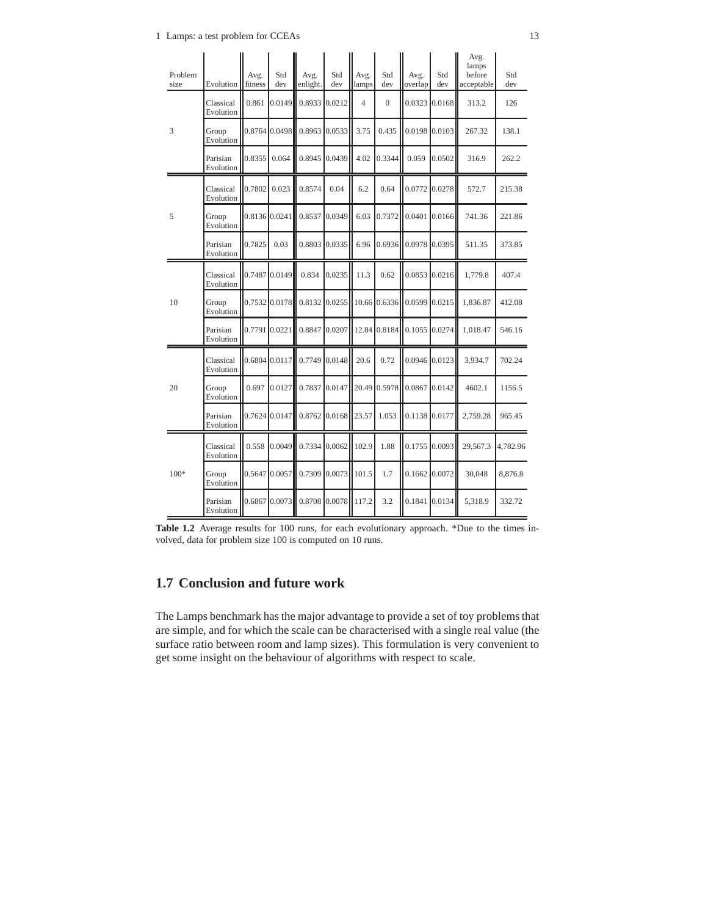| Problem size | Evolution | Avg. fitness | Std dev | Avg. enlight. | Std dev | Avg. lamps | Std dev | Avg. overlap | Std dev | Avg. lamps before acceptable | Std dev |
|---|---|---|---|---|---|---|---|---|---|---|---|
| 3 | Classical Evolution | 0.861 | 0.0149 | 0.8933 | 0.0212 | 4 | 0 | 0.0323 | 0.0168 | 313.2 | 126 |
| | Group Evolution | 0.8764 | 0.0498 | 0.8963 | 0.0533 | 3.75 | 0.435 | 0.0198 | 0.0103 | 267.32 | 138.1 |
| | Parisian Evolution | 0.8355 | 0.064 | 0.8945 | 0.0439 | 4.02 | 0.3344 | 0.059 | 0.0502 | 316.9 | 262.2 |
| 5 | Classical Evolution | 0.7802 | 0.023 | 0.8574 | 0.04 | 6.2 | 0.64 | 0.0772 | 0.0278 | 572.7 | 215.38 |
| | Group Evolution | 0.8136 | 0.0241 | 0.8537 | 0.0349 | 6.03 | 0.7372 | 0.0401 | 0.0166 | 741.36 | 221.86 |
| | Parisian Evolution | 0.7825 | 0.03 | 0.8803 | 0.0335 | 6.96 | 0.6936 | 0.0978 | 0.0395 | 511.35 | 373.85 |
| 10 | Classical Evolution | 0.7487 | 0.0149 | 0.834 | 0.0235 | 11.3 | 0.62 | 0.0853 | 0.0216 | 1,779.8 | 407.4 |
| | Group Evolution | 0.7532 | 0.0178 | 0.8132 | 0.0255 | 10.66 | 0.6336 | 0.0599 | 0.0215 | 1,836.87 | 412.08 |
| | Parisian Evolution | 0.7791 | 0.0221 | 0.8847 | 0.0207 | 12.84 | 0.8184 | 0.1055 | 0.0274 | 1,018.47 | 546.16 |
| 20 | Classical Evolution | 0.6804 | 0.0117 | 0.7749 | 0.0148 | 20.6 | 0.72 | 0.0946 | 0.0123 | 3,934.7 | 702.24 |
| | Group Evolution | 0.697 | 0.0127 | 0.7837 | 0.0147 | 20.49 | 0.5978 | 0.0867 | 0.0142 | 4602.1 | 1156.5 |
| | Parisian Evolution | 0.7624 | 0.0147 | 0.8762 | 0.0168 | 23.57 | 1.053 | 0.1138 | 0.0177 | 2,759.28 | 965.45 |
| 100* | Classical Evolution | 0.558 | 0.0049 | 0.7334 | 0.0062 | 102.9 | 1.88 | 0.1755 | 0.0093 | 29,567.3 | 4,782.96 |
| | Group Evolution | 0.5647 | 0.0057 | 0.7309 | 0.0073 | 101.5 | 1.7 | 0.1662 | 0.0072 | 30,048 | 8,876.8 |
| | Parisian Evolution | 0.6867 | 0.0073 | 0.8708 | 0.0078 | 117.2 | 3.2 | 0.1841 | 0.0134 | 5,318.9 | 332.72 |

**Table 1.2** Average results for 100 runs, for each evolutionary approach. *Due to the times involved, data for problem size 100 is computed on 10 runs.

## 1.7 Conclusion and future work

The Lamps benchmark has the major advantage to provide a set of toy problems that are simple, and for which the scale can be characterised with a single real value (the surface ratio between room and lamp sizes). This formulation is very convenient to get some insight on the behaviour of algorithms with respect to scale.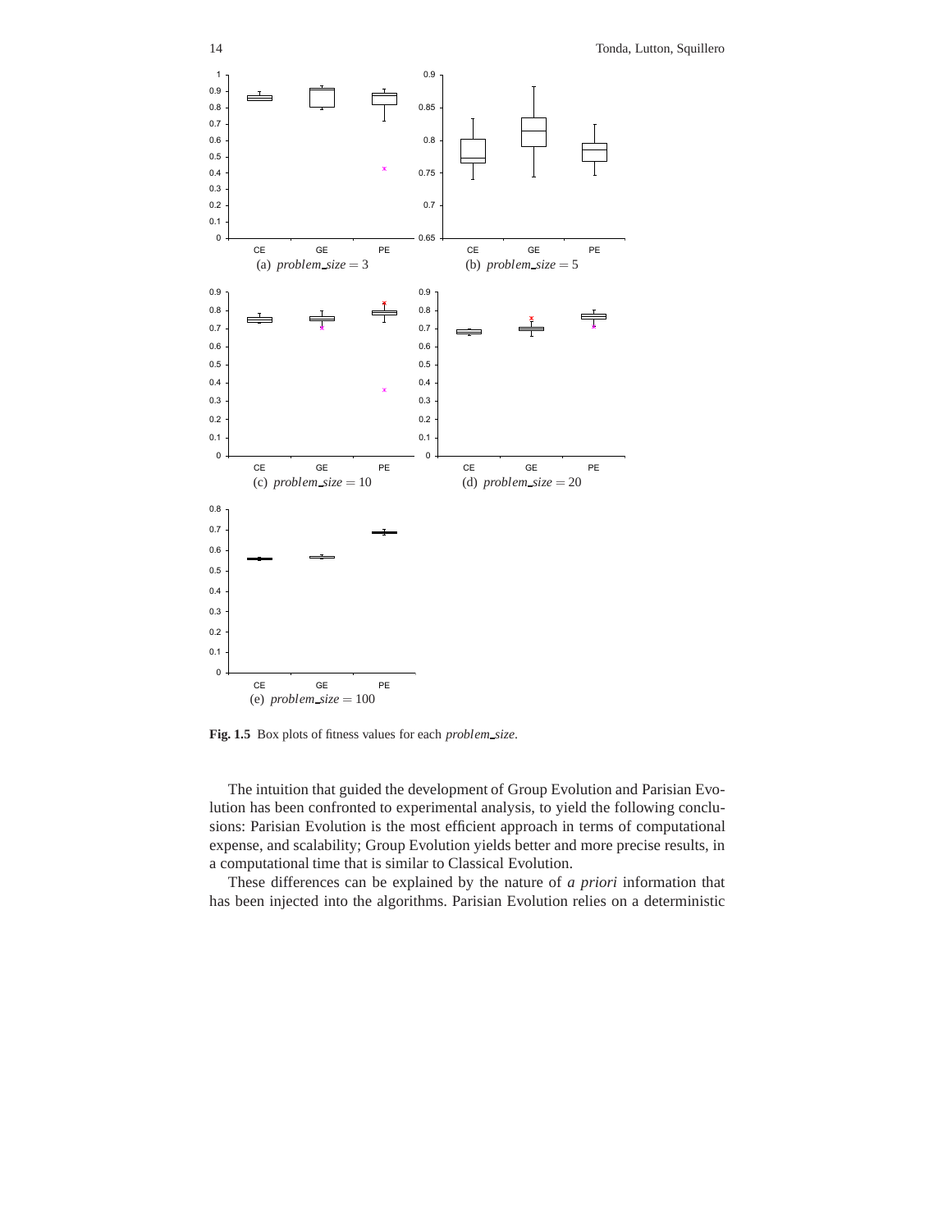(a) *problem_size* = 3

(b) *problem_size* = 5

(c) *problem_size* = 10

(d) *problem_size* = 20

(e) *problem_size* = 100

**Fig. 1.5** Box plots of fitness values for each *problem_size*.

The intuition that guided the development of Group Evolution and Parisian Evolution has been confronted to experimental analysis, to yield the following conclusions: Parisian Evolution is the most efficient approach in terms of computational expense, and scalability; Group Evolution yields better and more precise results, in a computational time that is similar to Classical Evolution.

These differences can be explained by the nature of *a priori* information that has been injected into the algorithms. Parisian Evolution relies on a deterministic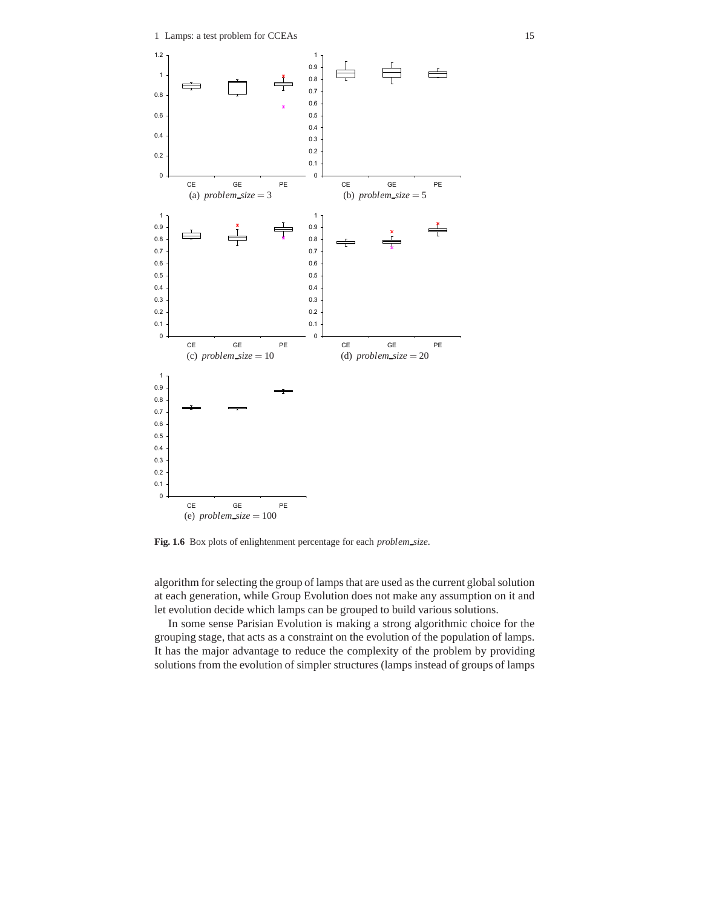(a) *problem_size* = 3

(b) *problem_size* = 5

(c) *problem_size* = 10

(d) *problem_size* = 20

(e) *problem_size* = 100

**Fig. 1.6** Box plots of enlightenment percentage for each *problem_size*.

algorithm for selecting the group of lamps that are used as the current global solution at each generation, while Group Evolution does not make any assumption on it and let evolution decide which lamps can be grouped to build various solutions.

In some sense Parisian Evolution is making a strong algorithmic choice for the grouping stage, that acts as a constraint on the evolution of the population of lamps. It has the major advantage to reduce the complexity of the problem by providing solutions from the evolution of simpler structures (lamps instead of groups of lamps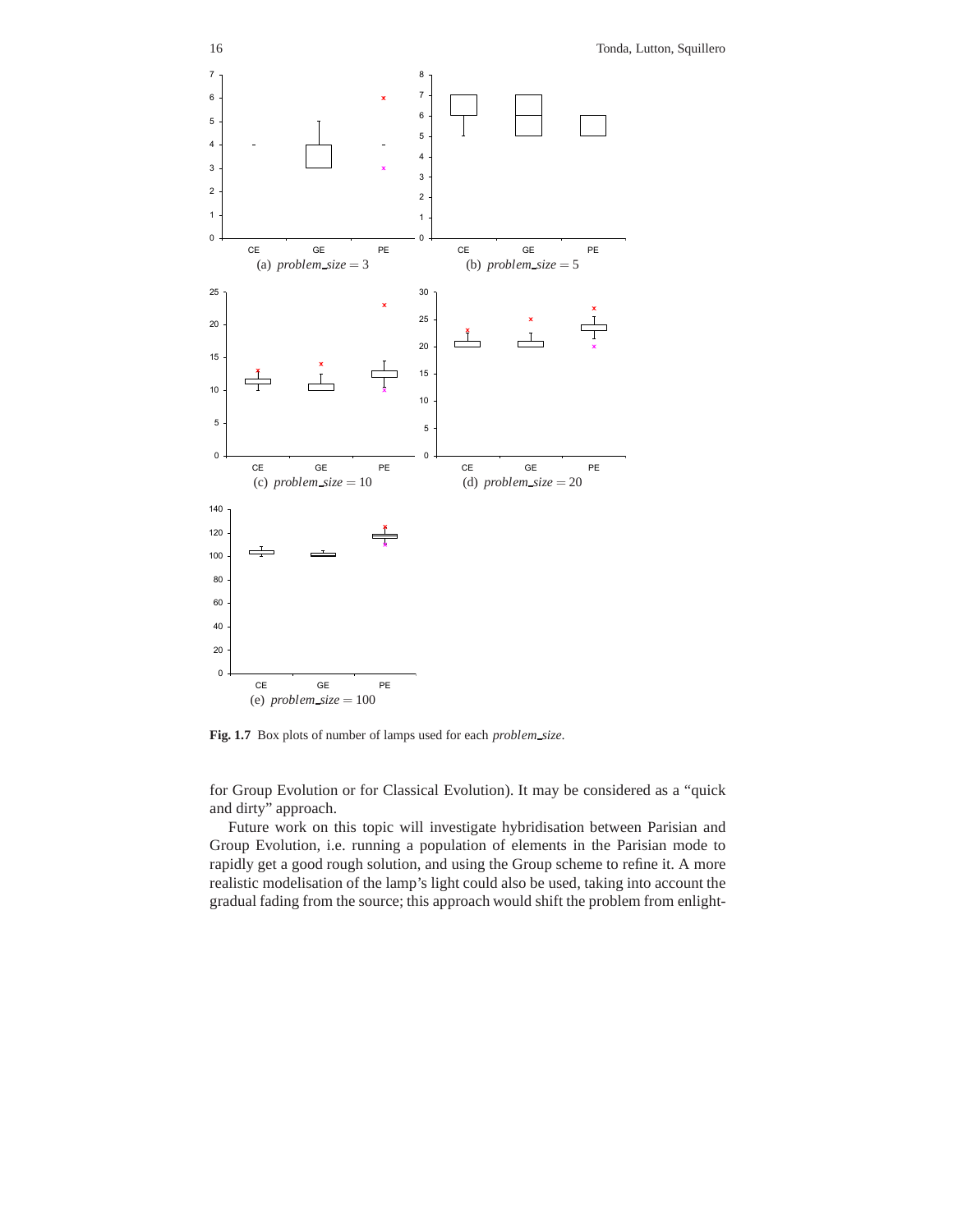(a) *problem_size* = 3

(b) *problem_size* = 5

(c) *problem_size* = 10

(d) *problem_size* = 20

(e) *problem_size* = 100

**Fig. 1.7** Box plots of number of lamps used for each *problem_size*.

for Group Evolution or for Classical Evolution). It may be considered as a "quick and dirty" approach.

Future work on this topic will investigate hybridisation between Parisian and Group Evolution, i.e. running a population of elements in the Parisian mode to rapidly get a good rough solution, and using the Group scheme to refine it. A more realistic modelisation of the lamp's light could also be used, taking into account the gradual fading from the source; this approach would shift the problem from enlight-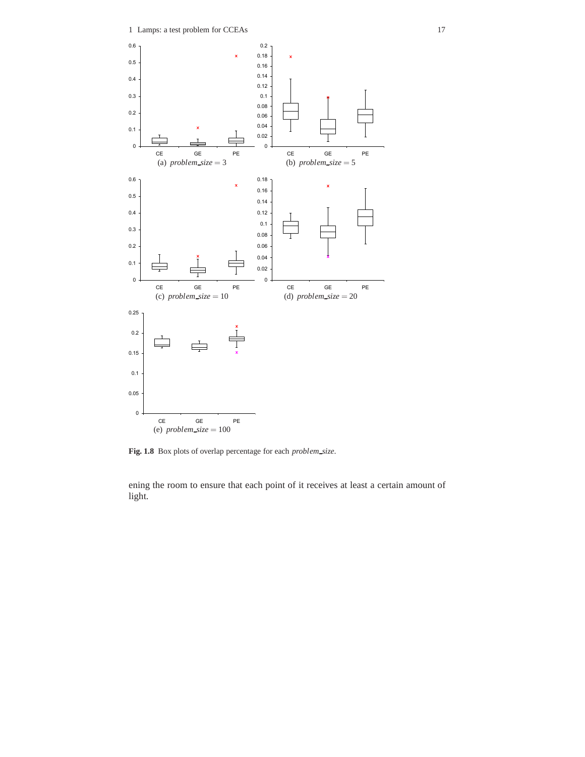(a) *problem_size* = 3

(b) *problem_size* = 5

(c) *problem_size* = 10

(d) *problem_size* = 20

(e) *problem_size* = 100

**Fig. 1.8** Box plots of overlap percentage for each *problem_size*.

ening the room to ensure that each point of it receives at least a certain amount of light.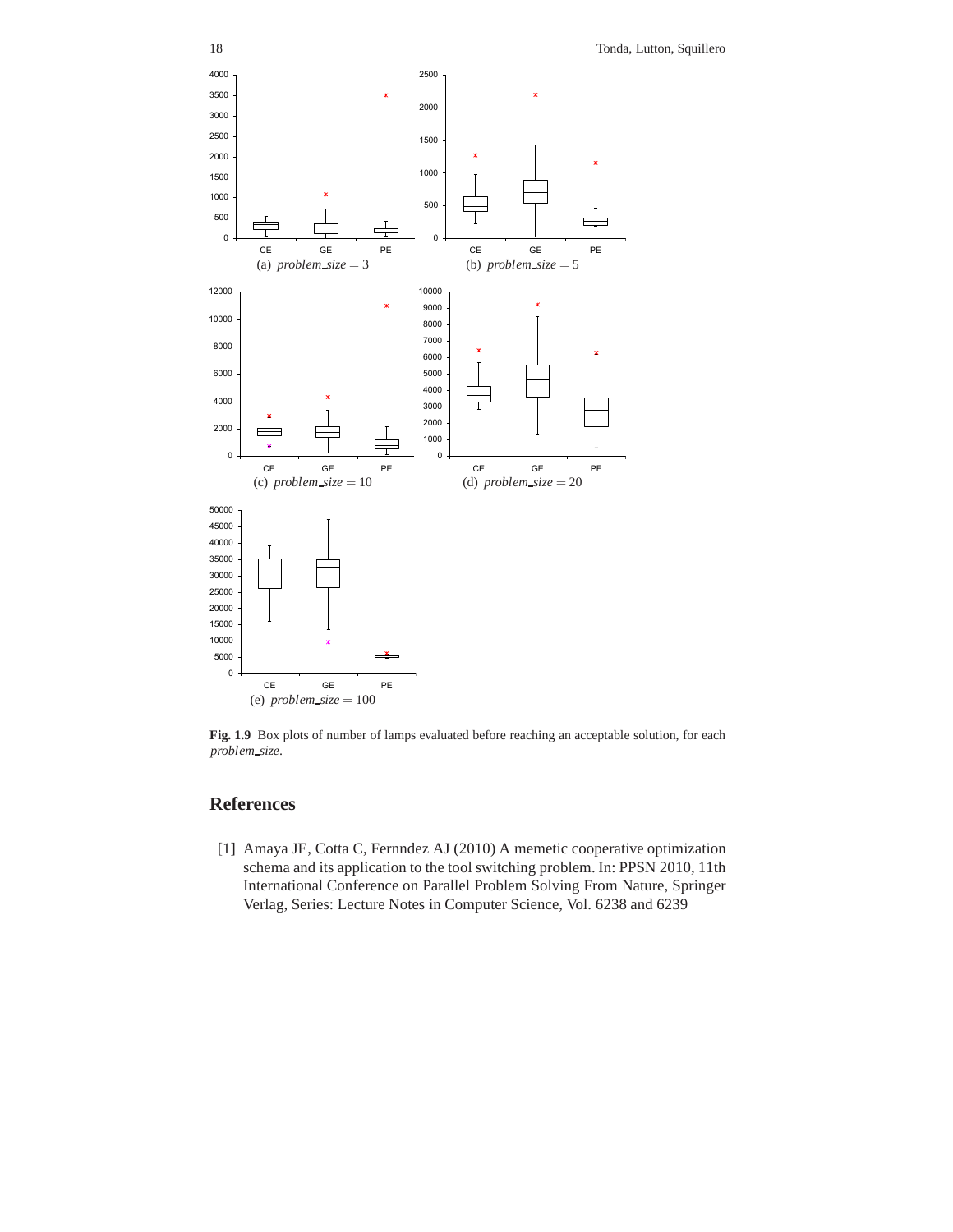(a) *problem_size* = 3

(b) *problem_size* = 5

(c) *problem_size* = 10

(d) *problem_size* = 20

(e) *problem_size* = 100

**Fig. 1.9** Box plots of number of lamps evaluated before reaching an acceptable solution, for each *problem_size*.

## References

[1] Amaya JE, Cotta C, Fernndez AJ (2010) A memetic cooperative optimization schema and its application to the tool switching problem. In: PPSN 2010, 11th International Conference on Parallel Problem Solving From Nature, Springer Verlag, Series: Lecture Notes in Computer Science, Vol. 6238 and 6239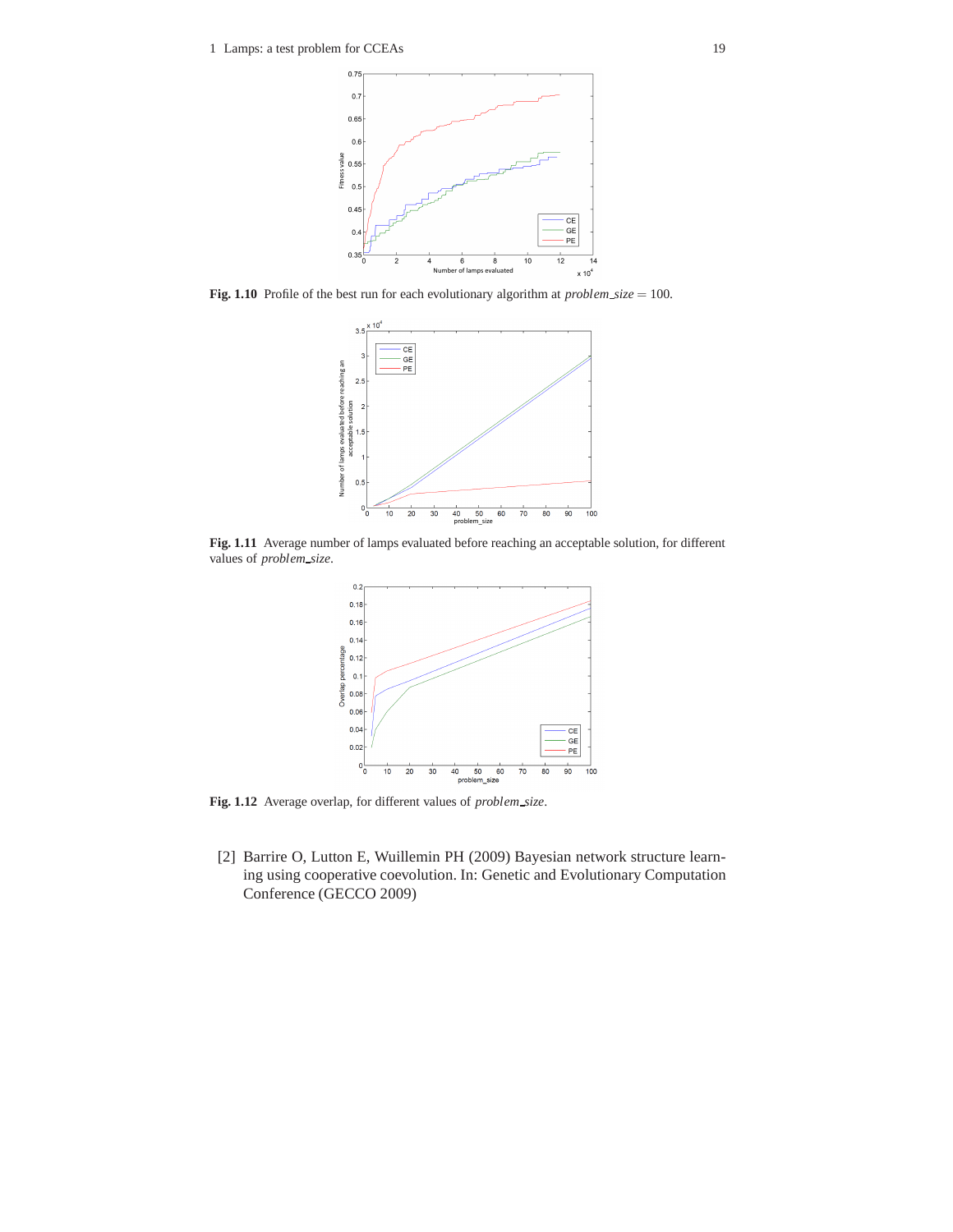**Fig. 1.10** Profile of the best run for each evolutionary algorithm at *problem_size* = 100.

**Fig. 1.11** Average number of lamps evaluated before reaching an acceptable solution, for different values of *problem_size*.

**Fig. 1.12** Average overlap, for different values of *problem_size*.

[2] Barrire O, Lutton E, Wuillemin PH (2009) Bayesian network structure learning using cooperative coevolution. In: Genetic and Evolutionary Computation Conference (GECCO 2009)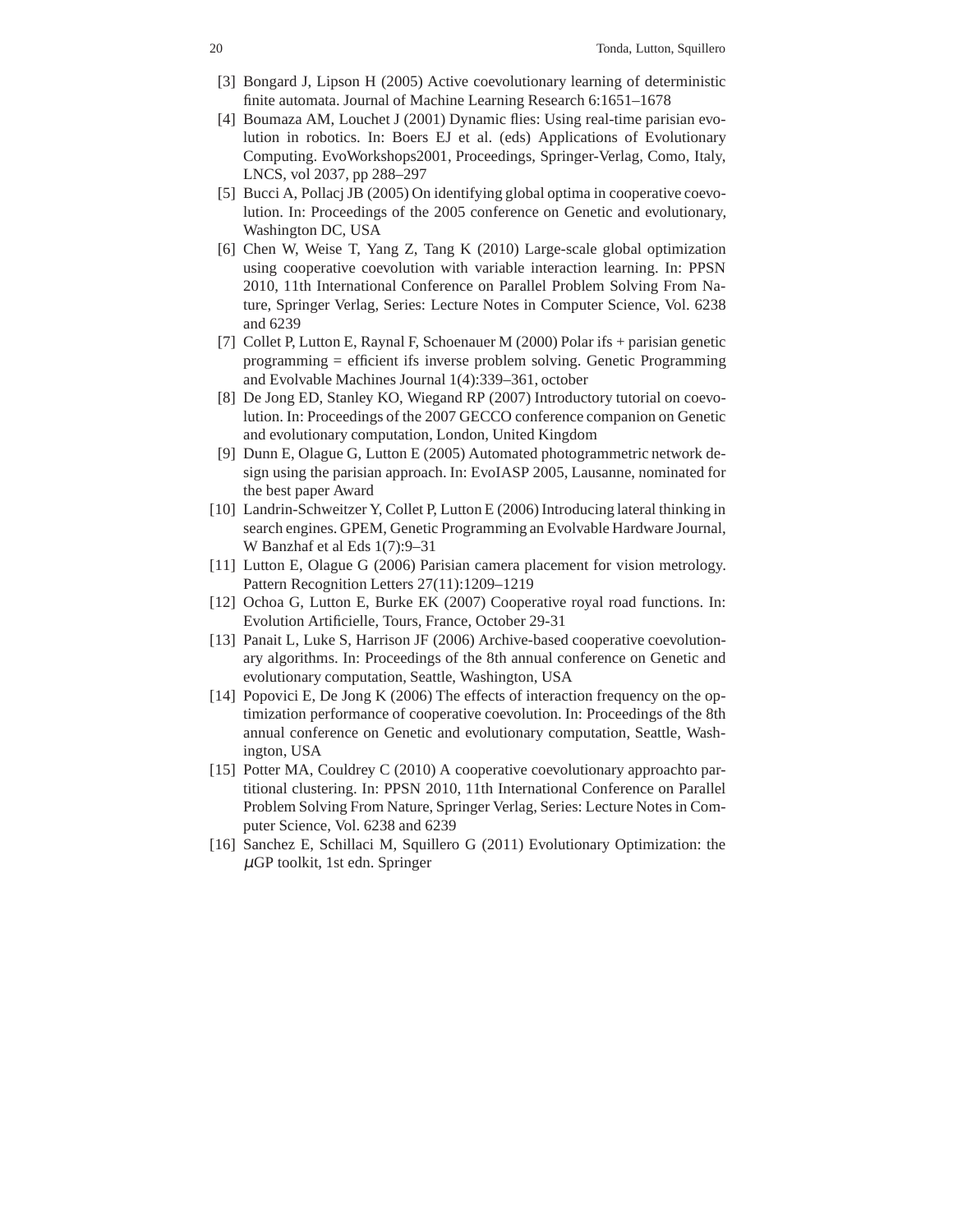[3] Bongard J, Lipson H (2005) Active coevolutionary learning of deterministic finite automata. Journal of Machine Learning Research 6:1651–1678

[4] Boumaza AM, Louchet J (2001) Dynamic flies: Using real-time parisian evolution in robotics. In: Boers EJ et al. (eds) Applications of Evolutionary Computing. EvoWorkshops2001, Proceedings, Springer-Verlag, Como, Italy, LNCS, vol 2037, pp 288–297

[5] Bucci A, Pollacj JB (2005) On identifying global optima in cooperative coevolution. In: Proceedings of the 2005 conference on Genetic and evolutionary, Washington DC, USA

[6] Chen W, Weise T, Yang Z, Tang K (2010) Large-scale global optimization using cooperative coevolution with variable interaction learning. In: PPSN 2010, 11th International Conference on Parallel Problem Solving From Nature, Springer Verlag, Series: Lecture Notes in Computer Science, Vol. 6238 and 6239

[7] Collet P, Lutton E, Raynal F, Schoenauer M (2000) Polar ifs + parisian genetic programming = efficient ifs inverse problem solving. Genetic Programming and Evolvable Machines Journal 1(4):339–361, october

[8] De Jong ED, Stanley KO, Wiegand RP (2007) Introductory tutorial on coevolution. In: Proceedings of the 2007 GECCO conference companion on Genetic and evolutionary computation, London, United Kingdom

[9] Dunn E, Olague G, Lutton E (2005) Automated photogrammetric network design using the parisian approach. In: EvoIASP 2005, Lausanne, nominated for the best paper Award

[10] Landrin-Schweitzer Y, Collet P, Lutton E (2006) Introducing lateral thinking in search engines. GPEM, Genetic Programming an Evolvable Hardware Journal, W Banzhaf et al Eds 1(7):9–31

[11] Lutton E, Olague G (2006) Parisian camera placement for vision metrology. Pattern Recognition Letters 27(11):1209–1219

[12] Ochoa G, Lutton E, Burke EK (2007) Cooperative royal road functions. In: Evolution Artificielle, Tours, France, October 29-31

[13] Panait L, Luke S, Harrison JF (2006) Archive-based cooperative coevolutionary algorithms. In: Proceedings of the 8th annual conference on Genetic and evolutionary computation, Seattle, Washington, USA

[14] Popovici E, De Jong K (2006) The effects of interaction frequency on the optimization performance of cooperative coevolution. In: Proceedings of the 8th annual conference on Genetic and evolutionary computation, Seattle, Washington, USA

[15] Potter MA, Couldrey C (2010) A cooperative coevolutionary approachto partitional clustering. In: PPSN 2010, 11th International Conference on Parallel Problem Solving From Nature, Springer Verlag, Series: Lecture Notes in Computer Science, Vol. 6238 and 6239

[16] Sanchez E, Schillaci M, Squillero G (2011) Evolutionary Optimization: the $\mu$GP toolkit, 1st edn. Springer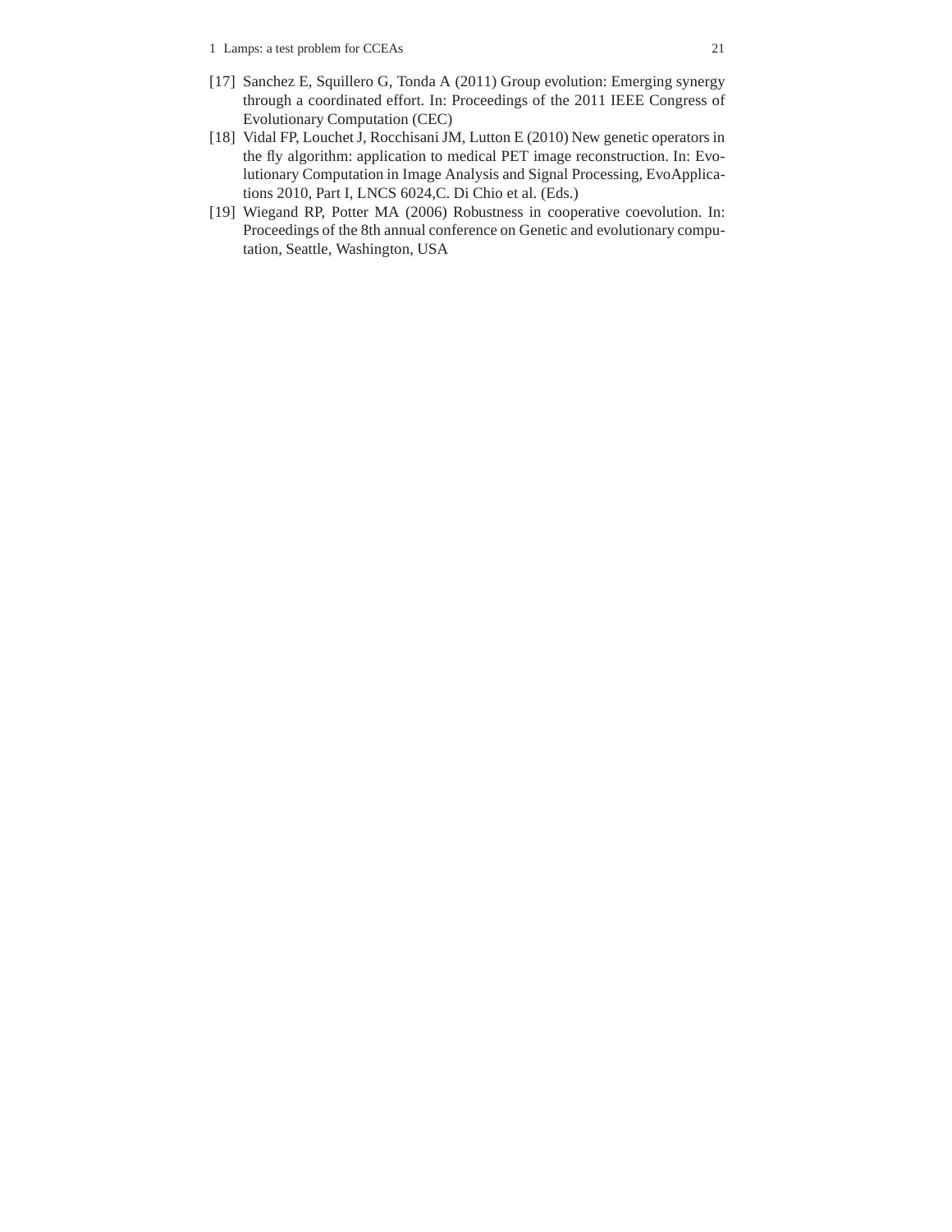[17] Sanchez E, Squillero G, Tonda A (2011) Group evolution: Emerging synergy through a coordinated effort. In: Proceedings of the 2011 IEEE Congress of Evolutionary Computation (CEC)

[18] Vidal FP, Louchet J, Rocchisani JM, Lutton E (2010) New genetic operators in the fly algorithm: application to medical PET image reconstruction. In: Evolutionary Computation in Image Analysis and Signal Processing, EvoApplications 2010, Part I, LNCS 6024,C. Di Chio et al. (Eds.)

[19] Wiegand RP, Potter MA (2006) Robustness in cooperative coevolution. In: Proceedings of the 8th annual conference on Genetic and evolutionary computation, Seattle, Washington, USA